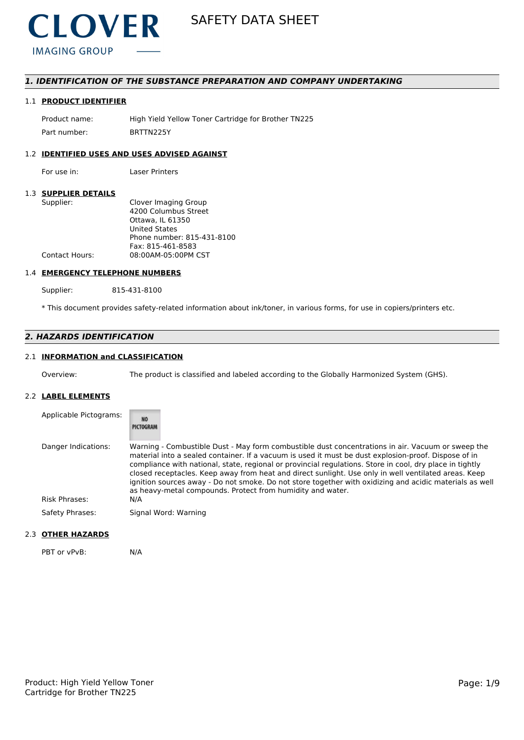CLOVER
IMAGING GROUP

# SAFETY DATA SHEET

## *1. IDENTIFICATION OF THE SUBSTANCE PREPARATION AND COMPANY UNDERTAKING*

### 1.1 PRODUCT IDENTIFIER

| | |
|---|---|
| Product name: | High Yield Yellow Toner Cartridge for Brother TN225 |
| Part number: | BRTTN225Y |

### 1.2 IDENTIFIED USES AND USES ADVISED AGAINST

| | |
|---|---|
| For use in: | Laser Printers |

### 1.3 SUPPLIER DETAILS

| | |
|---|---|
| Supplier: | Clover Imaging Group<br>4200 Columbus Street<br>Ottawa, IL 61350<br>United States<br>Phone number: 815-431-8100<br>Fax: 815-461-8583 |
| Contact Hours: | 08:00AM-05:00PM CST |

### 1.4 EMERGENCY TELEPHONE NUMBERS

Supplier: 815-431-8100

* This document provides safety-related information about ink/toner, in various forms, for use in copiers/printers etc.

## *2. HAZARDS IDENTIFICATION*

### 2.1 INFORMATION and CLASSIFICATION

| | |
|---|---|
| Overview: | The product is classified and labeled according to the Globally Harmonized System (GHS). |

### 2.2 LABEL ELEMENTS

| | |
|---|---|
| Applicable Pictograms: | NO PICTOGRAM |
| Danger Indications: | Warning - Combustible Dust - May form combustible dust concentrations in air. Vacuum or sweep the material into a sealed container. If a vacuum is used it must be dust explosion-proof. Dispose of in compliance with national, state, regional or provincial regulations. Store in cool, dry place in tightly closed receptacles. Keep away from heat and direct sunlight. Use only in well ventilated areas. Keep ignition sources away - Do not smoke. Do not store together with oxidizing and acidic materials as well as heavy-metal compounds. Protect from humidity and water. |
| Risk Phrases: | N/A |
| Safety Phrases: | Signal Word: Warning |

### 2.3 OTHER HAZARDS

| | |
|---|---|
| PBT or vPvB: | N/A |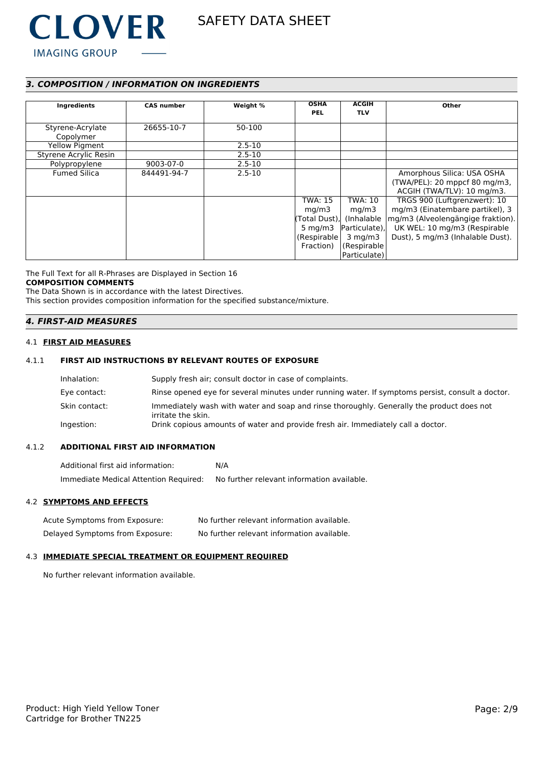## 3. COMPOSITION / INFORMATION ON INGREDIENTS

| Ingredients | CAS number | Weight % | OSHA PEL | ACGIH TLV | Other |
|---|---|---|---|---|---|
| Styrene-Acrylate Copolymer | 26655-10-7 | 50-100 | | | |
| Yellow Pigment | | 2.5-10 | | | |
| Styrene Acrylic Resin | | 2.5-10 | | | |
| Polypropylene | 9003-07-0 | 2.5-10 | | | |
| Fumed Silica | 844491-94-7 | 2.5-10 | | | Amorphous Silica: USA OSHA (TWA/PEL): 20 mppcf 80 mg/m3, ACGIH (TWA/TLV): 10 mg/m3. |
| | | | TWA: 15 mg/m3 (Total Dust), 5 mg/m3 (Respirable Fraction) | TWA: 10 mg/m3 (Inhalable Particulate), 3 mg/m3 (Respirable Particulate) | TRGS 900 (Luftgrenzwert): 10 mg/m3 (Einatembare partikel), 3 mg/m3 (Alveolengängige fraktion). UK WEL: 10 mg/m3 (Respirable Dust), 5 mg/m3 (Inhalable Dust). |

The Full Text for all R-Phrases are Displayed in Section 16

**COMPOSITION COMMENTS**

The Data Shown is in accordance with the latest Directives.

This section provides composition information for the specified substance/mixture.

## 4. FIRST-AID MEASURES

### 4.1 FIRST AID MEASURES

#### 4.1.1 FIRST AID INSTRUCTIONS BY RELEVANT ROUTES OF EXPOSURE

Inhalation: Supply fresh air; consult doctor in case of complaints.

Eye contact: Rinse opened eye for several minutes under running water. If symptoms persist, consult a doctor.

Skin contact: Immediately wash with water and soap and rinse thoroughly. Generally the product does not irritate the skin.

Ingestion: Drink copious amounts of water and provide fresh air. Immediately call a doctor.

#### 4.1.2 ADDITIONAL FIRST AID INFORMATION

Additional first aid information: N/A

Immediate Medical Attention Required: No further relevant information available.

### 4.2 SYMPTOMS AND EFFECTS

Acute Symptoms from Exposure: No further relevant information available.

Delayed Symptoms from Exposure: No further relevant information available.

### 4.3 IMMEDIATE SPECIAL TREATMENT OR EQUIPMENT REQUIRED

No further relevant information available.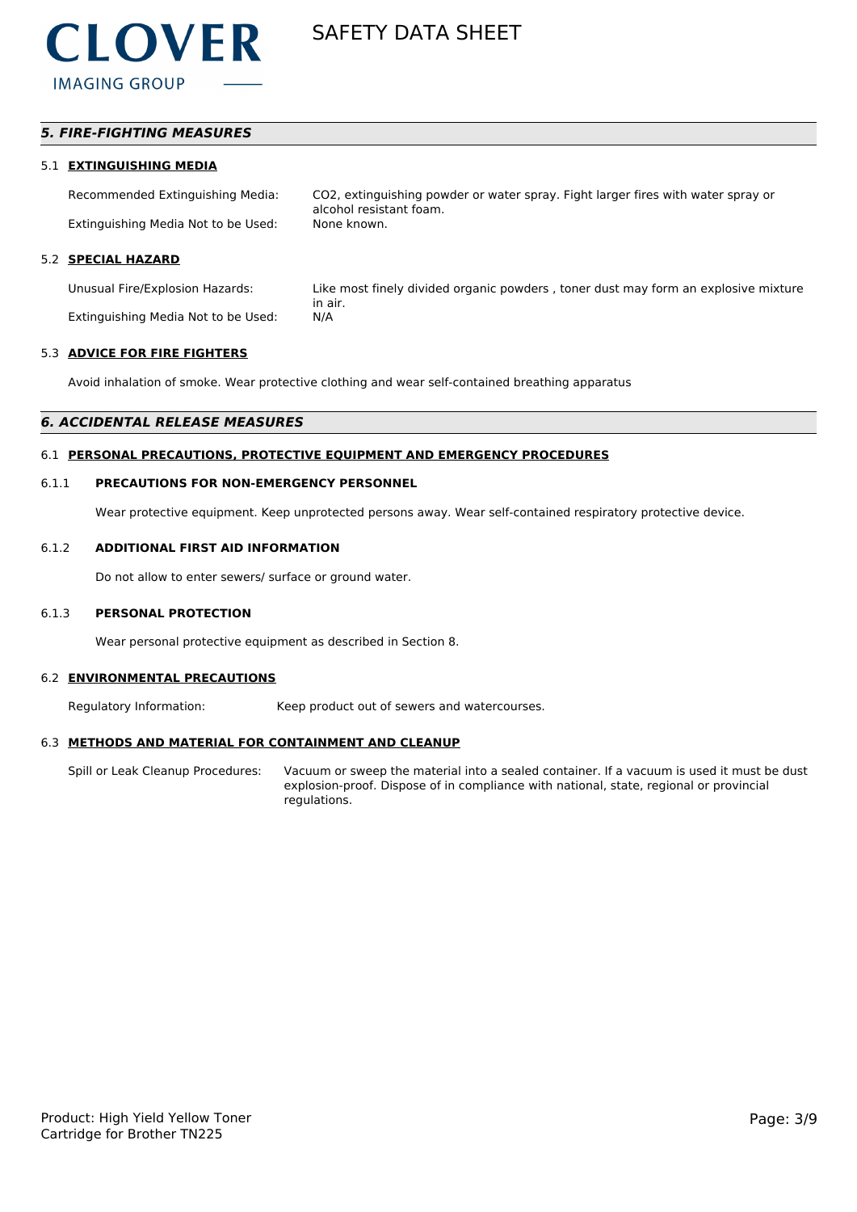## *5. FIRE-FIGHTING MEASURES*

### 5.1 EXTINGUISHING MEDIA

| | |
|---|---|
| Recommended Extinguishing Media: | $CO_2$, extinguishing powder or water spray. Fight larger fires with water spray or alcohol resistant foam. |
| Extinguishing Media Not to be Used: | None known. |

### 5.2 SPECIAL HAZARD

| | |
|---|---|
| Unusual Fire/Explosion Hazards: | Like most finely divided organic powders , toner dust may form an explosive mixture in air. |
| Extinguishing Media Not to be Used: | N/A |

### 5.3 ADVICE FOR FIRE FIGHTERS

Avoid inhalation of smoke. Wear protective clothing and wear self-contained breathing apparatus

## *6. ACCIDENTAL RELEASE MEASURES*

### 6.1 PERSONAL PRECAUTIONS, PROTECTIVE EQUIPMENT AND EMERGENCY PROCEDURES

#### 6.1.1 PRECAUTIONS FOR NON-EMERGENCY PERSONNEL

Wear protective equipment. Keep unprotected persons away. Wear self-contained respiratory protective device.

#### 6.1.2 ADDITIONAL FIRST AID INFORMATION

Do not allow to enter sewers/ surface or ground water.

#### 6.1.3 PERSONAL PROTECTION

Wear personal protective equipment as described in Section 8.

### 6.2 ENVIRONMENTAL PRECAUTIONS

| | |
|---|---|
| Regulatory Information: | Keep product out of sewers and watercourses. |

### 6.3 METHODS AND MATERIAL FOR CONTAINMENT AND CLEANUP

| | |
|---|---|
| Spill or Leak Cleanup Procedures: | Vacuum or sweep the material into a sealed container. If a vacuum is used it must be dust explosion-proof. Dispose of in compliance with national, state, regional or provincial regulations. |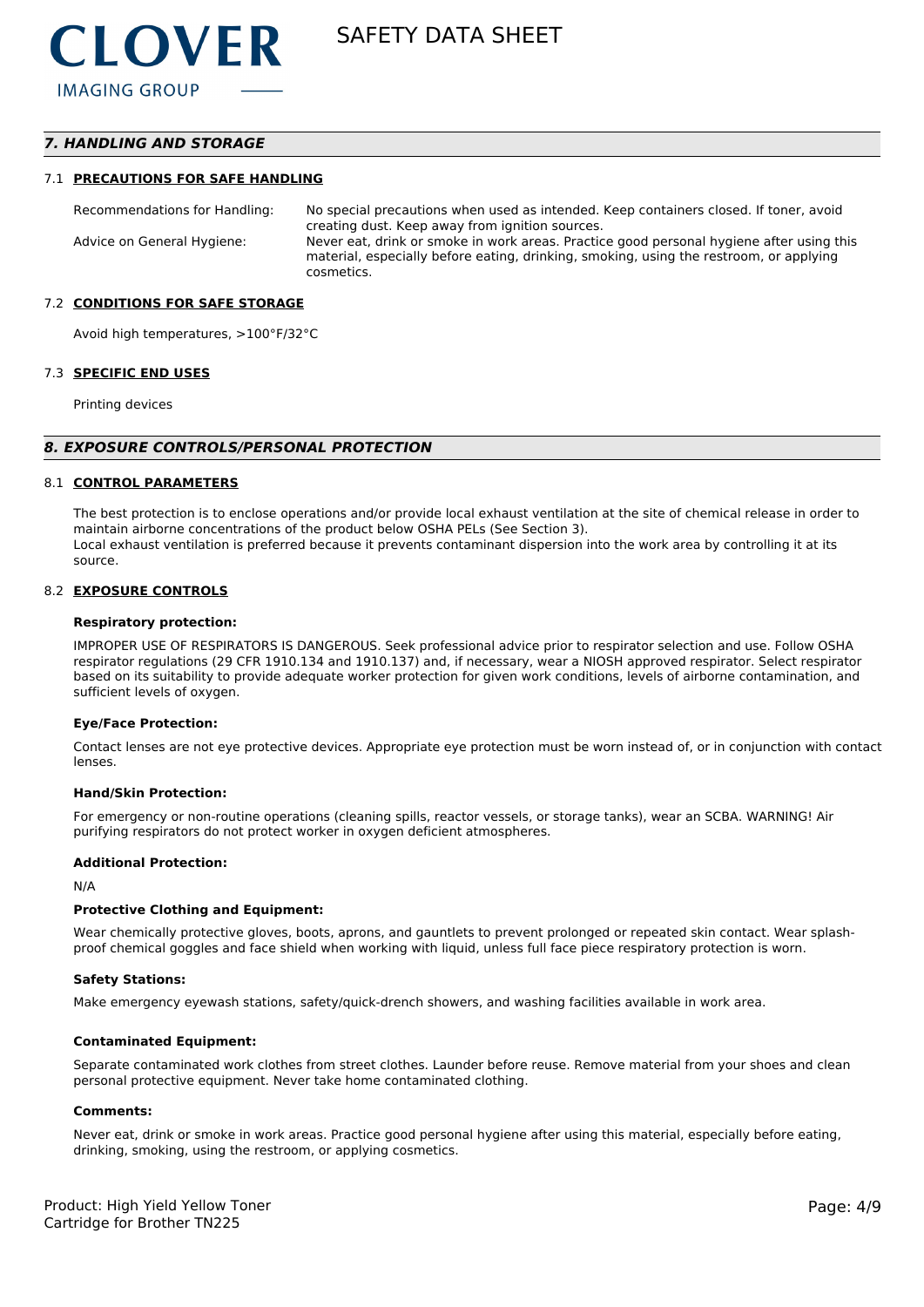## 7. HANDLING AND STORAGE

### 7.1 PRECAUTIONS FOR SAFE HANDLING

| | |
|---|---|
| Recommendations for Handling: | No special precautions when used as intended. Keep containers closed. If toner, avoid creating dust. Keep away from ignition sources. |
| Advice on General Hygiene: | Never eat, drink or smoke in work areas. Practice good personal hygiene after using this material, especially before eating, drinking, smoking, using the restroom, or applying cosmetics. |

### 7.2 CONDITIONS FOR SAFE STORAGE

Avoid high temperatures, >100°F/32°C

### 7.3 SPECIFIC END USES

Printing devices

## 8. EXPOSURE CONTROLS/PERSONAL PROTECTION

### 8.1 CONTROL PARAMETERS

The best protection is to enclose operations and/or provide local exhaust ventilation at the site of chemical release in order to maintain airborne concentrations of the product below OSHA PELs (See Section 3).
Local exhaust ventilation is preferred because it prevents contaminant dispersion into the work area by controlling it at its source.

### 8.2 EXPOSURE CONTROLS

**Respiratory protection:**

IMPROPER USE OF RESPIRATORS IS DANGEROUS. Seek professional advice prior to respirator selection and use. Follow OSHA respirator regulations (29 CFR 1910.134 and 1910.137) and, if necessary, wear a NIOSH approved respirator. Select respirator based on its suitability to provide adequate worker protection for given work conditions, levels of airborne contamination, and sufficient levels of oxygen.

**Eye/Face Protection:**

Contact lenses are not eye protective devices. Appropriate eye protection must be worn instead of, or in conjunction with contact lenses.

**Hand/Skin Protection:**

For emergency or non-routine operations (cleaning spills, reactor vessels, or storage tanks), wear an SCBA. WARNING! Air purifying respirators do not protect worker in oxygen deficient atmospheres.

**Additional Protection:**

N/A

**Protective Clothing and Equipment:**

Wear chemically protective gloves, boots, aprons, and gauntlets to prevent prolonged or repeated skin contact. Wear splash-proof chemical goggles and face shield when working with liquid, unless full face piece respiratory protection is worn.

**Safety Stations:**

Make emergency eyewash stations, safety/quick-drench showers, and washing facilities available in work area.

**Contaminated Equipment:**

Separate contaminated work clothes from street clothes. Launder before reuse. Remove material from your shoes and clean personal protective equipment. Never take home contaminated clothing.

**Comments:**

Never eat, drink or smoke in work areas. Practice good personal hygiene after using this material, especially before eating, drinking, smoking, using the restroom, or applying cosmetics.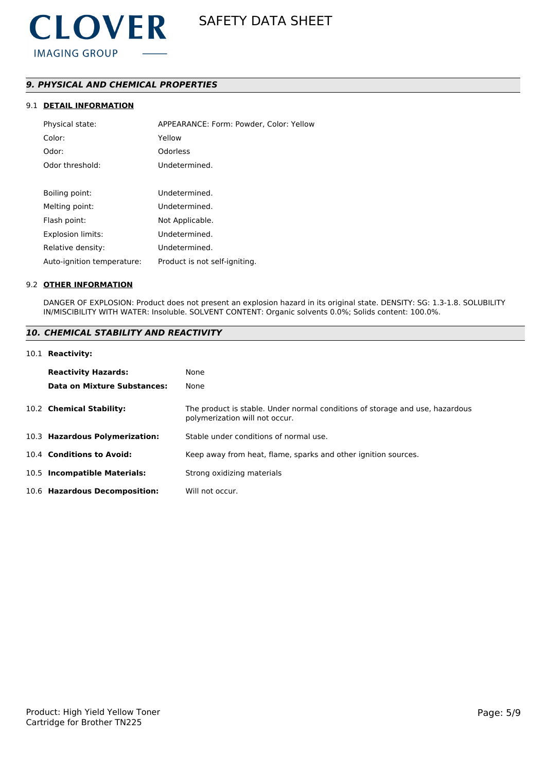## *9. PHYSICAL AND CHEMICAL PROPERTIES*

### 9.1 DETAIL INFORMATION

| | |
|---|---|
| Physical state: | APPEARANCE: Form: Powder, Color: Yellow |
| Color: | Yellow |
| Odor: | Odorless |
| Odor threshold: | Undetermined. |
| Boiling point: | Undetermined. |
| Melting point: | Undetermined. |
| Flash point: | Not Applicable. |
| Explosion limits: | Undetermined. |
| Relative density: | Undetermined. |
| Auto-ignition temperature: | Product is not self-igniting. |

### 9.2 OTHER INFORMATION

DANGER OF EXPLOSION: Product does not present an explosion hazard in its original state. DENSITY: SG: 1.3-1.8. SOLUBILITY IN/MISCIBILITY WITH WATER: Insoluble. SOLVENT CONTENT: Organic solvents 0.0%; Solids content: 100.0%.

## *10. CHEMICAL STABILITY AND REACTIVITY*

### 10.1 Reactivity:

| | |
|---|---|
| **Reactivity Hazards:** | None |
| **Data on Mixture Substances:** | None |

| | |
|---|---|
| 10.2 **Chemical Stability:** | The product is stable. Under normal conditions of storage and use, hazardous polymerization will not occur. |
| 10.3 **Hazardous Polymerization:** | Stable under conditions of normal use. |
| 10.4 **Conditions to Avoid:** | Keep away from heat, flame, sparks and other ignition sources. |
| 10.5 **Incompatible Materials:** | Strong oxidizing materials |
| 10.6 **Hazardous Decomposition:** | Will not occur. |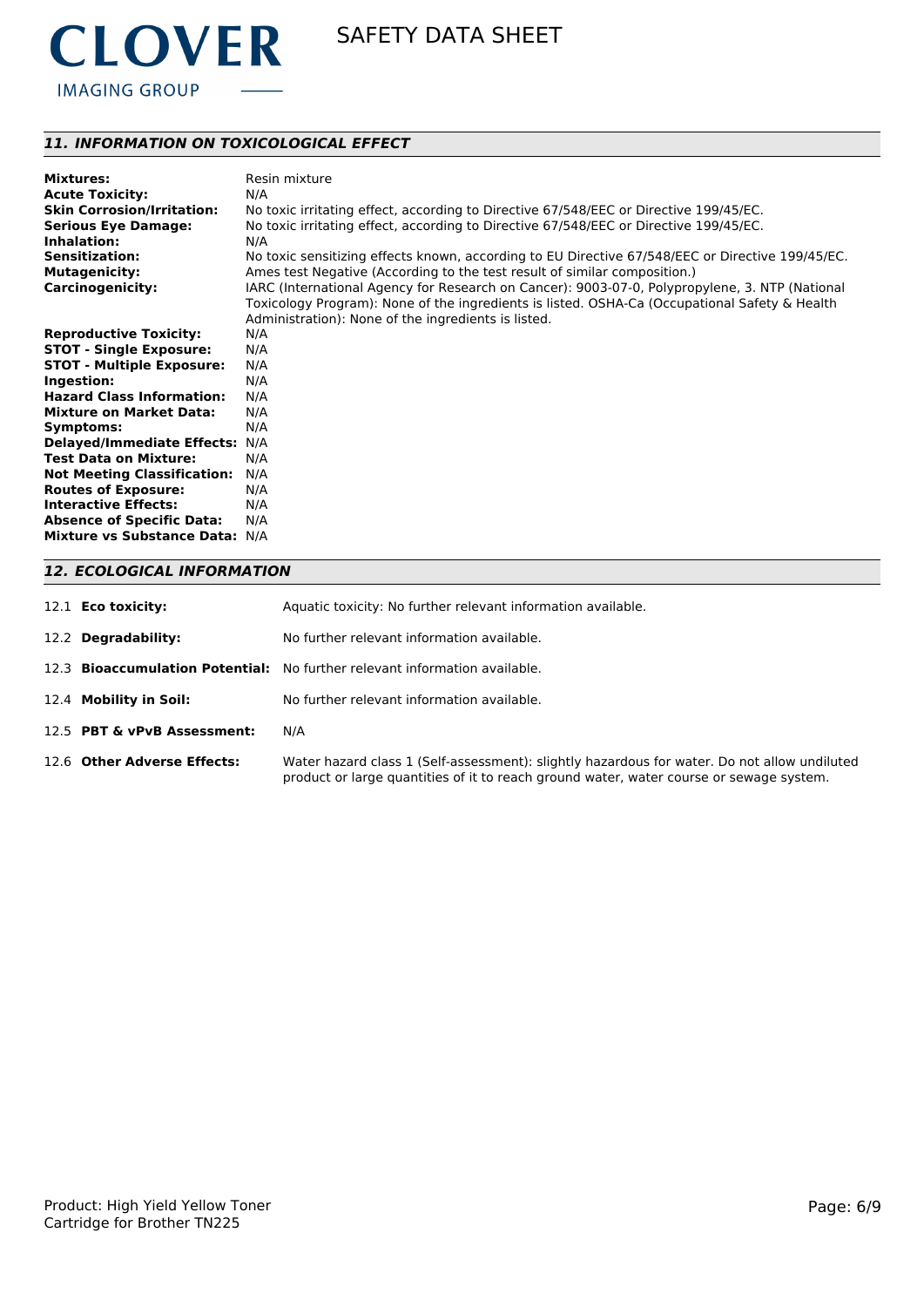## 11. INFORMATION ON TOXICOLOGICAL EFFECT

**Mixtures:** Resin mixture
**Acute Toxicity:** N/A
**Skin Corrosion/Irritation:** No toxic irritating effect, according to Directive 67/548/EEC or Directive 199/45/EC.
**Serious Eye Damage:** No toxic irritating effect, according to Directive 67/548/EEC or Directive 199/45/EC.
**Inhalation:** N/A
**Sensitization:** No toxic sensitizing effects known, according to EU Directive 67/548/EEC or Directive 199/45/EC.
**Mutagenicity:** Ames test Negative (According to the test result of similar composition.)
**Carcinogenicity:** IARC (International Agency for Research on Cancer): 9003-07-0, Polypropylene, 3. NTP (National Toxicology Program): None of the ingredients is listed. OSHA-Ca (Occupational Safety & Health Administration): None of the ingredients is listed.
**Reproductive Toxicity:** N/A
**STOT - Single Exposure:** N/A
**STOT - Multiple Exposure:** N/A
**Ingestion:** N/A
**Hazard Class Information:** N/A
**Mixture on Market Data:** N/A
**Symptoms:** N/A
**Delayed/Immediate Effects:** N/A
**Test Data on Mixture:** N/A
**Not Meeting Classification:** N/A
**Routes of Exposure:** N/A
**Interactive Effects:** N/A
**Absence of Specific Data:** N/A
**Mixture vs Substance Data:** N/A

## 12. ECOLOGICAL INFORMATION

12.1 **Eco toxicity:** Aquatic toxicity: No further relevant information available.

12.2 **Degradability:** No further relevant information available.

12.3 **Bioaccumulation Potential:** No further relevant information available.

12.4 **Mobility in Soil:** No further relevant information available.

12.5 **PBT & vPvB Assessment:** N/A

12.6 **Other Adverse Effects:** Water hazard class 1 (Self-assessment): slightly hazardous for water. Do not allow undiluted product or large quantities of it to reach ground water, water course or sewage system.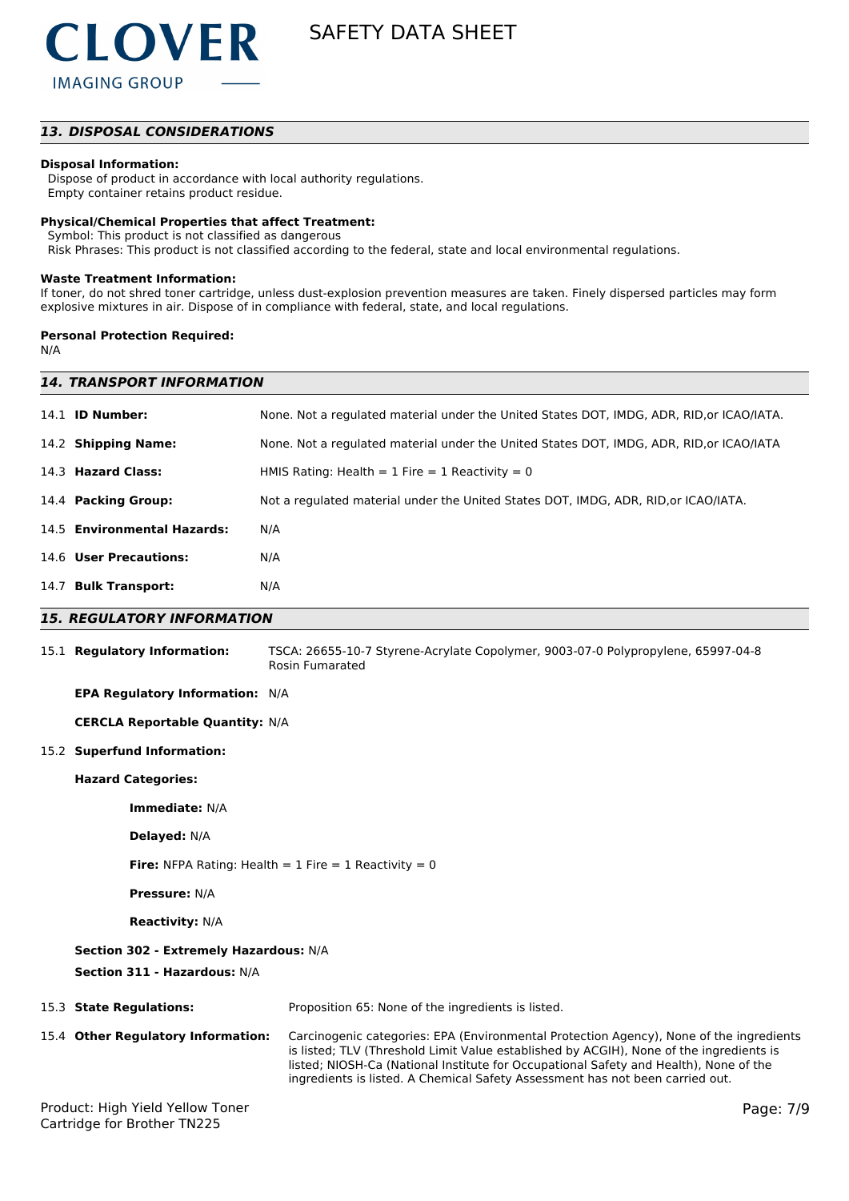## 13. DISPOSAL CONSIDERATIONS

**Disposal Information:**
Dispose of product in accordance with local authority regulations.
Empty container retains product residue.

**Physical/Chemical Properties that affect Treatment:**
Symbol: This product is not classified as dangerous
Risk Phrases: This product is not classified according to the federal, state and local environmental regulations.

**Waste Treatment Information:**
If toner, do not shred toner cartridge, unless dust-explosion prevention measures are taken. Finely dispersed particles may form explosive mixtures in air. Dispose of in compliance with federal, state, and local regulations.

**Personal Protection Required:**
N/A

## 14. TRANSPORT INFORMATION

| | |
|---|---|
| 14.1 **ID Number:** | None. Not a regulated material under the United States DOT, IMDG, ADR, RID,or ICAO/IATA. |
| 14.2 **Shipping Name:** | None. Not a regulated material under the United States DOT, IMDG, ADR, RID,or ICAO/IATA |
| 14.3 **Hazard Class:** | HMIS Rating: Health = 1 Fire = 1 Reactivity = 0 |
| 14.4 **Packing Group:** | Not a regulated material under the United States DOT, IMDG, ADR, RID,or ICAO/IATA. |
| 14.5 **Environmental Hazards:** | N/A |
| 14.6 **User Precautions:** | N/A |
| 14.7 **Bulk Transport:** | N/A |

## 15. REGULATORY INFORMATION

15.1 **Regulatory Information:** TSCA: 26655-10-7 Styrene-Acrylate Copolymer, 9003-07-0 Polypropylene, 65997-04-8 Rosin Fumarated

**EPA Regulatory Information:** N/A

**CERCLA Reportable Quantity:** N/A

15.2 **Superfund Information:**

**Hazard Categories:**

**Immediate:** N/A

**Delayed:** N/A

**Fire:** NFPA Rating: Health = 1 Fire = 1 Reactivity = 0

**Pressure:** N/A

**Reactivity:** N/A

**Section 302 - Extremely Hazardous:** N/A

**Section 311 - Hazardous:** N/A

15.3 **State Regulations:** Proposition 65: None of the ingredients is listed.

15.4 **Other Regulatory Information:** Carcinogenic categories: EPA (Environmental Protection Agency), None of the ingredients is listed; TLV (Threshold Limit Value established by ACGIH), None of the ingredients is listed; NIOSH-Ca (National Institute for Occupational Safety and Health), None of the ingredients is listed. A Chemical Safety Assessment has not been carried out.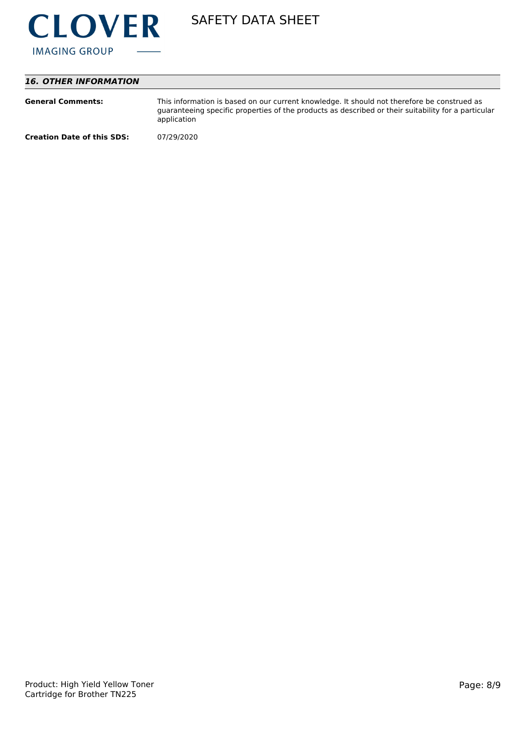## *16. OTHER INFORMATION*

| | |
|---|---|
| **General Comments:** | This information is based on our current knowledge. It should not therefore be construed as guaranteeing specific properties of the products as described or their suitability for a particular application |
| **Creation Date of this SDS:** | 07/29/2020 |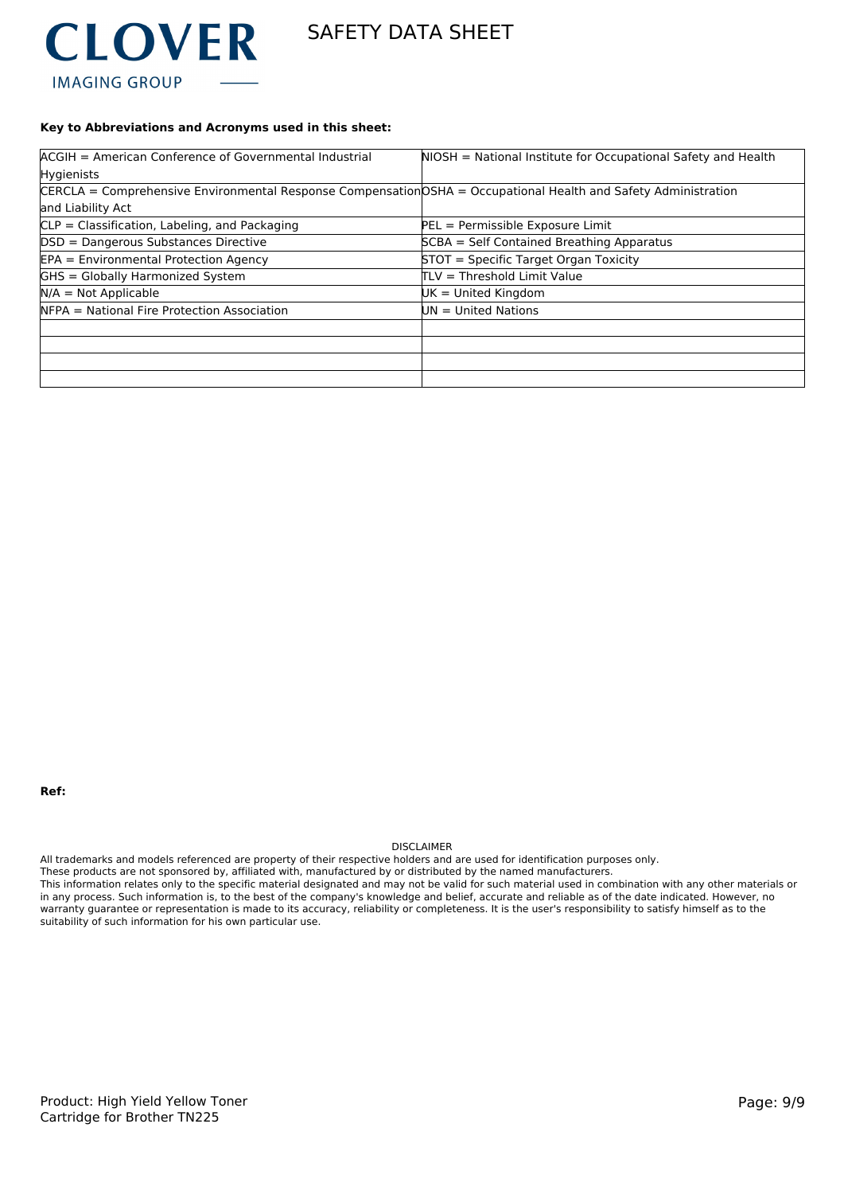**Key to Abbreviations and Acronyms used in this sheet:**

| | |
|---|---|
| ACGIH = American Conference of Governmental Industrial Hygienists | NIOSH = National Institute for Occupational Safety and Health |
| CERCLA = Comprehensive Environmental Response Compensation and Liability Act | OSHA = Occupational Health and Safety Administration |
| CLP = Classification, Labeling, and Packaging | PEL = Permissible Exposure Limit |
| DSD = Dangerous Substances Directive | SCBA = Self Contained Breathing Apparatus |
| EPA = Environmental Protection Agency | STOT = Specific Target Organ Toxicity |
| GHS = Globally Harmonized System | TLV = Threshold Limit Value |
| N/A = Not Applicable | UK = United Kingdom |
| NFPA = National Fire Protection Association | UN = United Nations |
| | |
| | |
| | |
| | |

**Ref:**

DISCLAIMER

All trademarks and models referenced are property of their respective holders and are used for identification purposes only.
These products are not sponsored by, affiliated with, manufactured by or distributed by the named manufacturers.
This information relates only to the specific material designated and may not be valid for such material used in combination with any other materials or in any process. Such information is, to the best of the company's knowledge and belief, accurate and reliable as of the date indicated. However, no warranty guarantee or representation is made to its accuracy, reliability or completeness. It is the user's responsibility to satisfy himself as to the suitability of such information for his own particular use.